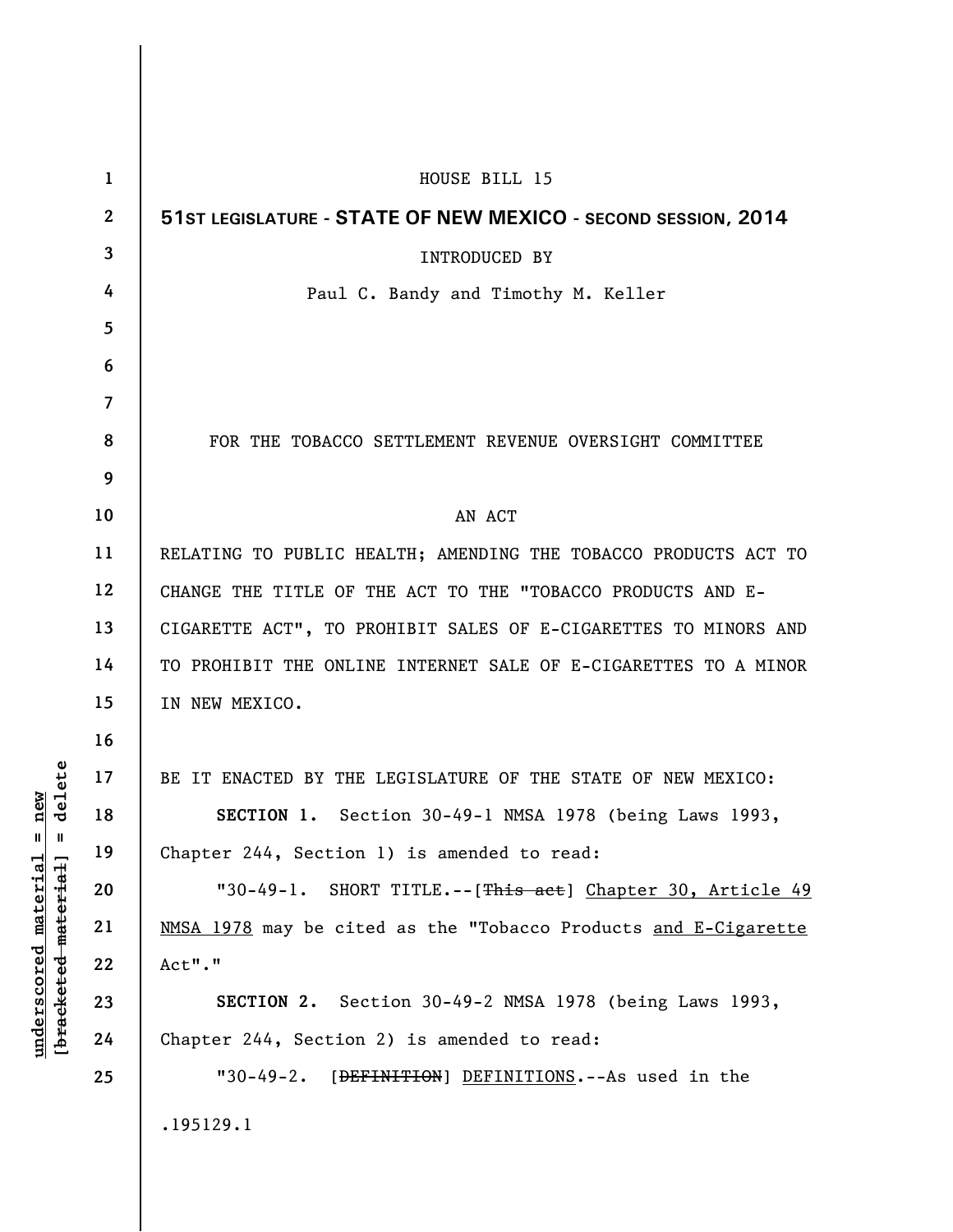HOUSE BILL 15

**51ST LEGISLATURE - STATE OF NEW MEXICO - SECOND SESSION, 2014**

INTRODUCED BY

Paul C. Bandy and Timothy M. Keller

FOR THE TOBACCO SETTLEMENT REVENUE OVERSIGHT COMMITTEE

AN ACT

RELATING TO PUBLIC HEALTH; AMENDING THE TOBACCO PRODUCTS ACT TO CHANGE THE TITLE OF THE ACT TO THE "TOBACCO PRODUCTS AND E-CIGARETTE ACT", TO PROHIBIT SALES OF E-CIGARETTES TO MINORS AND TO PROHIBIT THE ONLINE INTERNET SALE OF E-CIGARETTES TO A MINOR IN NEW MEXICO.

BE IT ENACTED BY THE LEGISLATURE OF THE STATE OF NEW MEXICO:

**SECTION 1.** Section 30-49-1 NMSA 1978 (being Laws 1993, Chapter 244, Section 1) is amended to read:

"30-49-1. SHORT TITLE.--[~~This act~~] <u>Chapter 30, Article 49 NMSA 1978</u> may be cited as the "Tobacco Products <u>and E-Cigarette</u> Act"."

**SECTION 2.** Section 30-49-2 NMSA 1978 (being Laws 1993, Chapter 244, Section 2) is amended to read:

"30-49-2. [~~DEFINITION~~] <u>DEFINITIONS</u>.--As used in the

.195129.1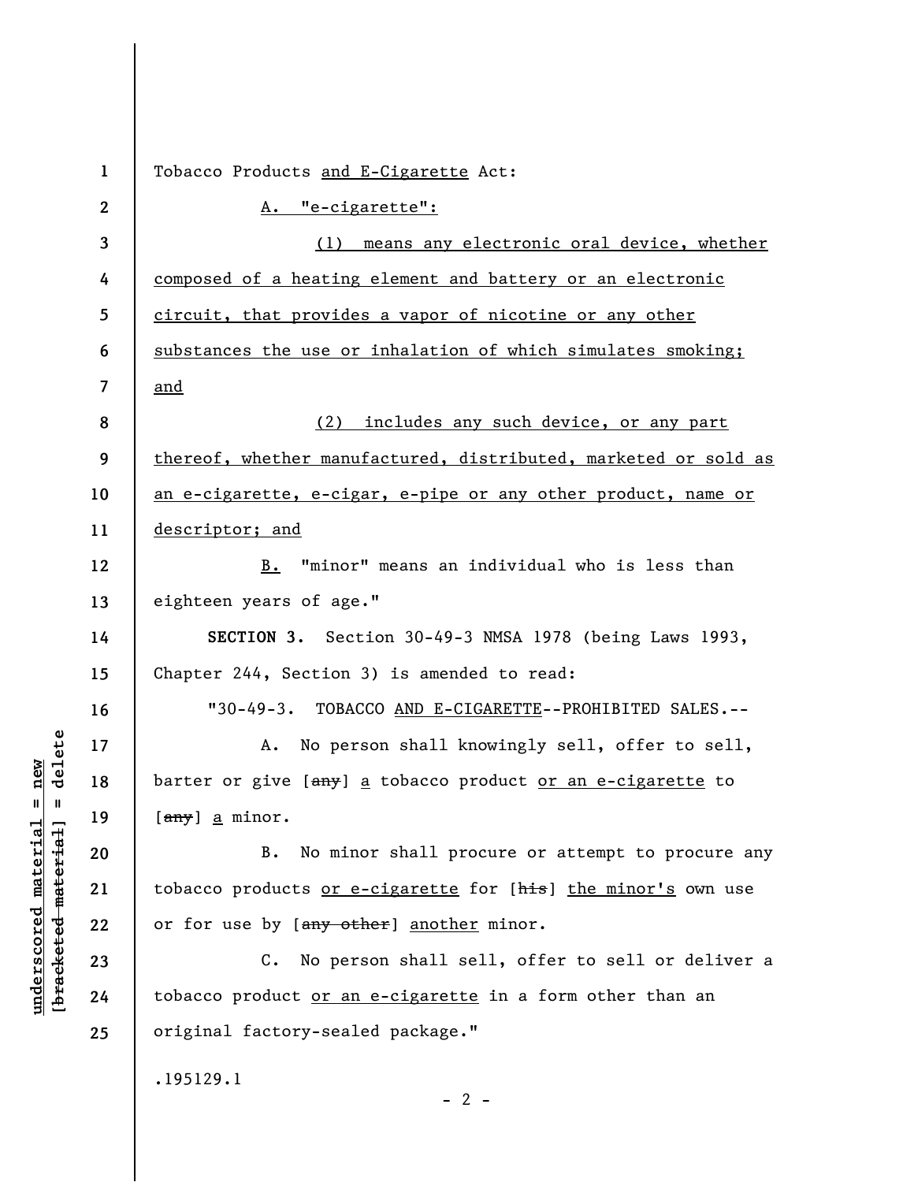Tobacco Products <u>and E-Cigarette</u> Act:

<u>A. "e-cigarette":</u>

<u>(1) means any electronic oral device, whether composed of a heating element and battery or an electronic circuit, that provides a vapor of nicotine or any other substances the use or inhalation of which simulates smoking; and</u>

<u>(2) includes any such device, or any part thereof, whether manufactured, distributed, marketed or sold as an e-cigarette, e-cigar, e-pipe or any other product, name or descriptor; and</u>

<u>B.</u> "minor" means an individual who is less than eighteen years of age."

**SECTION 3.** Section 30-49-3 NMSA 1978 (being Laws 1993, Chapter 244, Section 3) is amended to read:

"30-49-3. TOBACCO <u>AND E-CIGARETTE</u>--PROHIBITED SALES.--

A. No person shall knowingly sell, offer to sell, barter or give [~~any~~] <u>a</u> tobacco product <u>or an e-cigarette</u> to [~~any~~] <u>a</u> minor.

B. No minor shall procure or attempt to procure any tobacco products <u>or e-cigarette</u> for [~~his~~] <u>the minor's</u> own use or for use by [~~any other~~] <u>another</u> minor.

C. No person shall sell, offer to sell or deliver a tobacco product <u>or an e-cigarette</u> in a form other than an original factory-sealed package."

.195129.1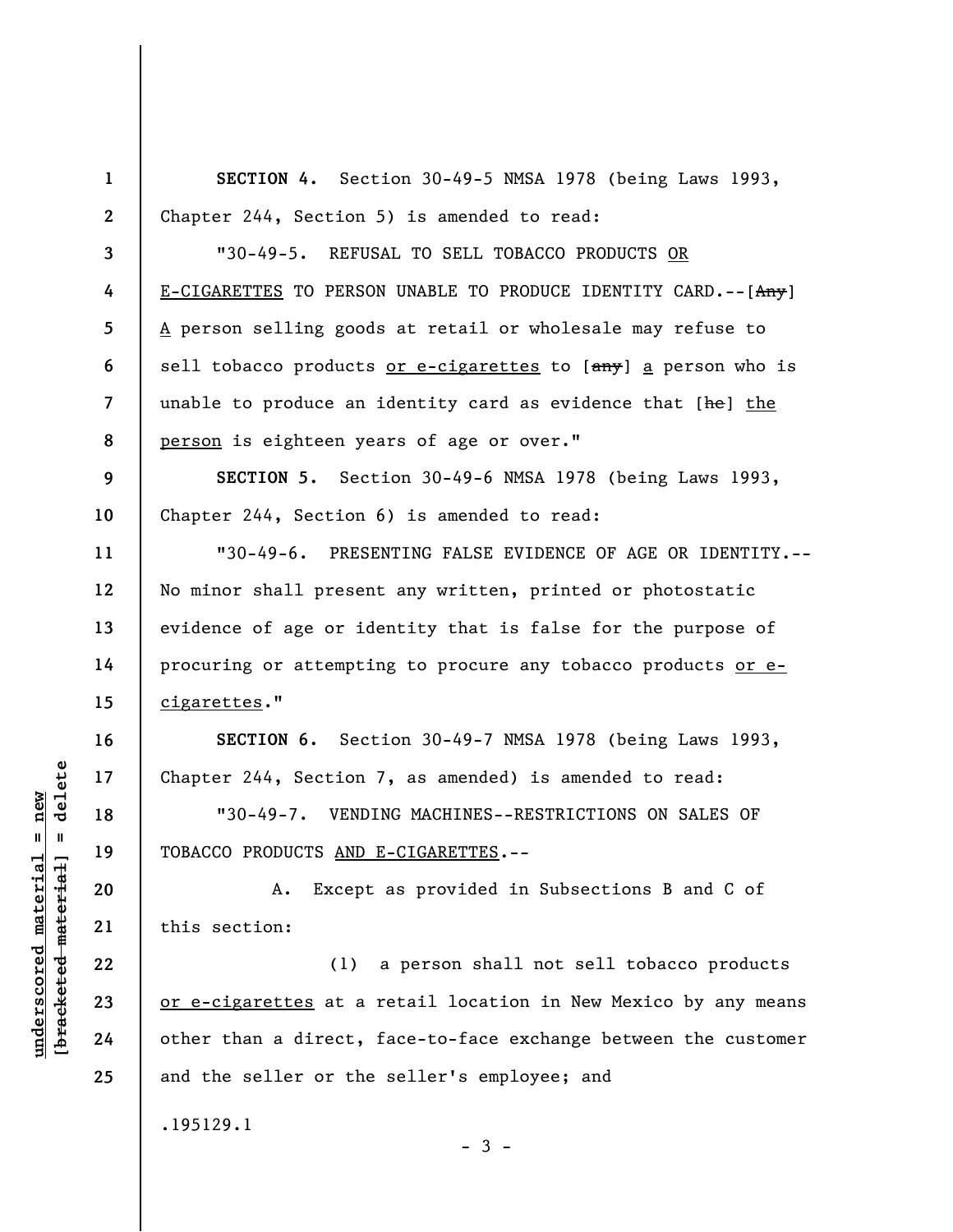**SECTION 4.** Section 30-49-5 NMSA 1978 (being Laws 1993, Chapter 244, Section 5) is amended to read:

"30-49-5. REFUSAL TO SELL TOBACCO PRODUCTS <u>OR E-CIGARETTES</u> TO PERSON UNABLE TO PRODUCE IDENTITY CARD.--[~~Any~~] <u>A</u> person selling goods at retail or wholesale may refuse to sell tobacco products <u>or e-cigarettes</u> to [~~any~~] <u>a</u> person who is unable to produce an identity card as evidence that [~~he~~] <u>the person</u> is eighteen years of age or over."

**SECTION 5.** Section 30-49-6 NMSA 1978 (being Laws 1993, Chapter 244, Section 6) is amended to read:

"30-49-6. PRESENTING FALSE EVIDENCE OF AGE OR IDENTITY.--No minor shall present any written, printed or photostatic evidence of age or identity that is false for the purpose of procuring or attempting to procure any tobacco products <u>or e-cigarettes</u>."

**SECTION 6.** Section 30-49-7 NMSA 1978 (being Laws 1993, Chapter 244, Section 7, as amended) is amended to read:

"30-49-7. VENDING MACHINES--RESTRICTIONS ON SALES OF TOBACCO PRODUCTS <u>AND E-CIGARETTES</u>.--

A. Except as provided in Subsections B and C of this section:

(1) a person shall not sell tobacco products <u>or e-cigarettes</u> at a retail location in New Mexico by any means other than a direct, face-to-face exchange between the customer and the seller or the seller's employee; and

.195129.1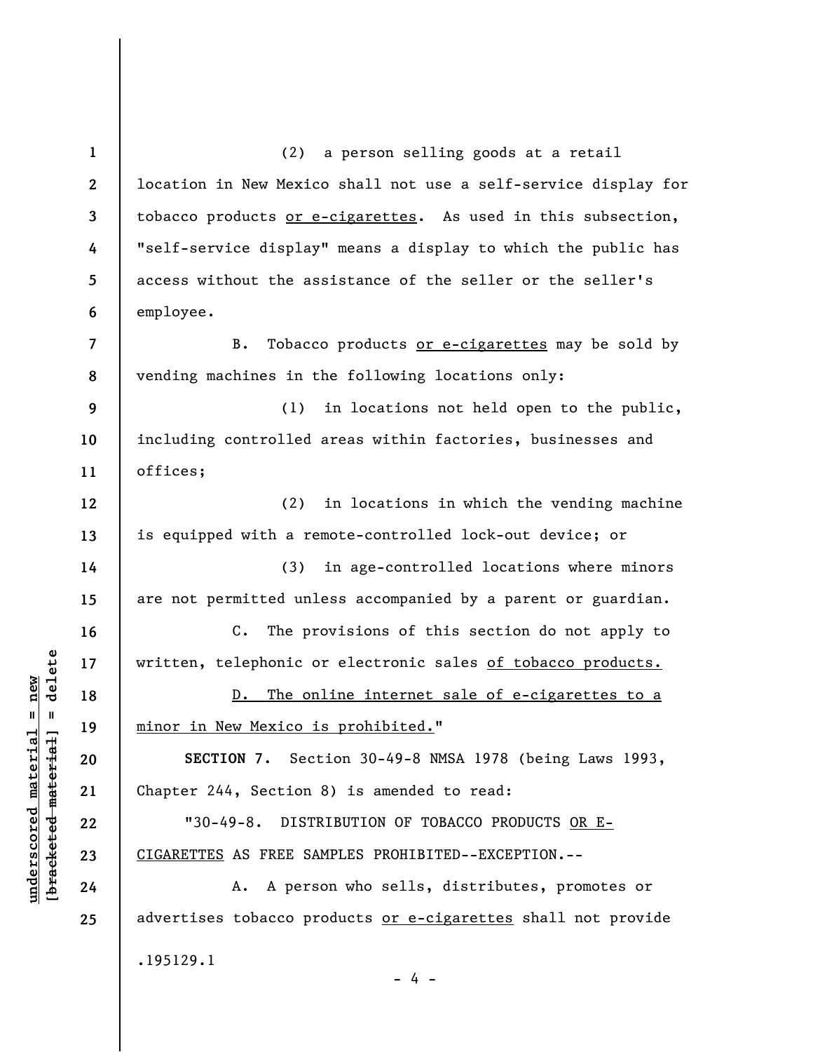(2) a person selling goods at a retail location in New Mexico shall not use a self-service display for tobacco products <u>or e-cigarettes</u>. As used in this subsection, "self-service display" means a display to which the public has access without the assistance of the seller or the seller's employee.

B. Tobacco products <u>or e-cigarettes</u> may be sold by vending machines in the following locations only:

(1) in locations not held open to the public, including controlled areas within factories, businesses and offices;

(2) in locations in which the vending machine is equipped with a remote-controlled lock-out device; or

(3) in age-controlled locations where minors are not permitted unless accompanied by a parent or guardian.

C. The provisions of this section do not apply to written, telephonic or electronic sales <u>of tobacco products.</u>

<u>D. The online internet sale of e-cigarettes to a minor in New Mexico is prohibited.</u>"

**SECTION 7.** Section 30-49-8 NMSA 1978 (being Laws 1993, Chapter 244, Section 8) is amended to read:

"30-49-8. DISTRIBUTION OF TOBACCO PRODUCTS <u>OR E-CIGARETTES</u> AS FREE SAMPLES PROHIBITED--EXCEPTION.--

A. A person who sells, distributes, promotes or advertises tobacco products <u>or e-cigarettes</u> shall not provide

.195129.1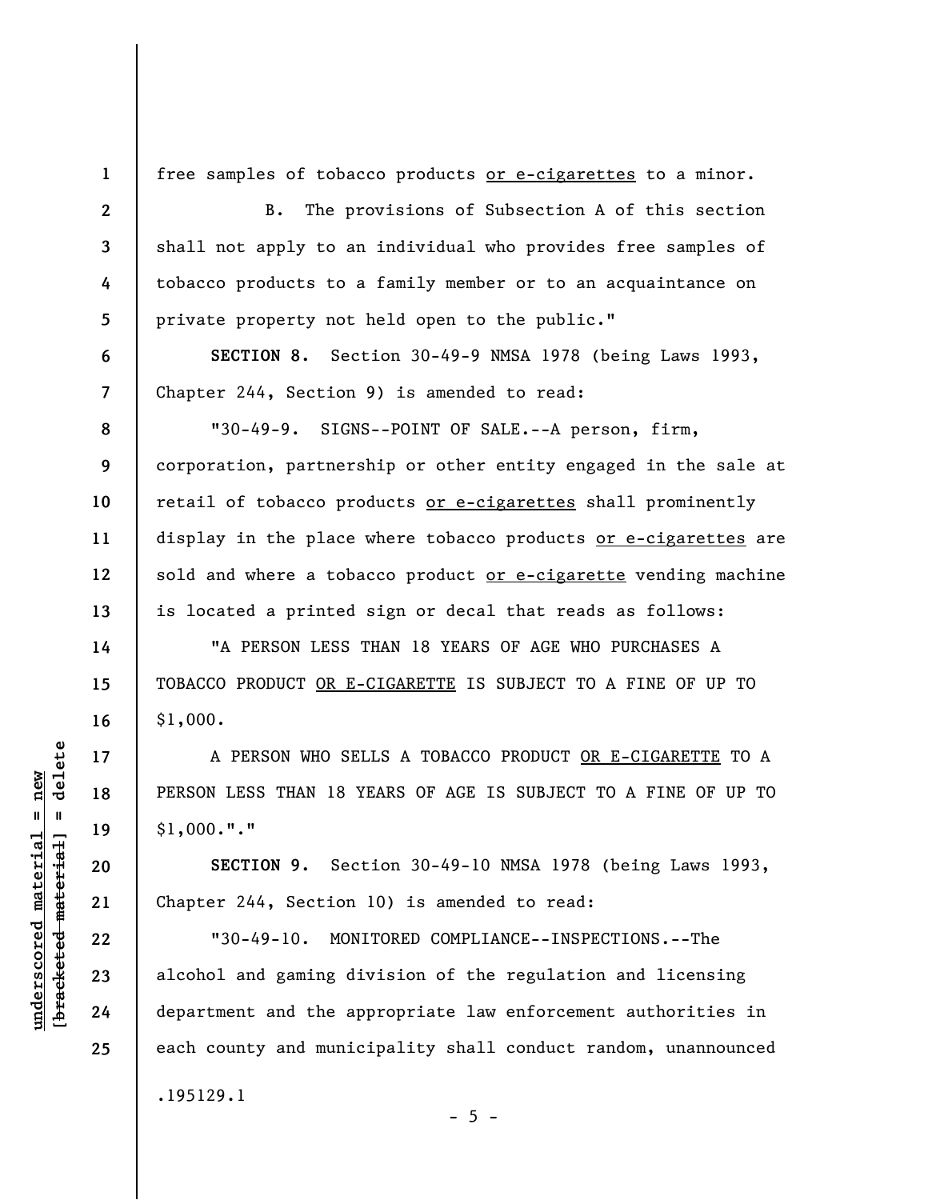free samples of tobacco products <u>or e-cigarettes</u> to a minor.

B. The provisions of Subsection A of this section shall not apply to an individual who provides free samples of tobacco products to a family member or to an acquaintance on private property not held open to the public."

**SECTION 8.** Section 30-49-9 NMSA 1978 (being Laws 1993, Chapter 244, Section 9) is amended to read:

"30-49-9. SIGNS--POINT OF SALE.--A person, firm, corporation, partnership or other entity engaged in the sale at retail of tobacco products <u>or e-cigarettes</u> shall prominently display in the place where tobacco products <u>or e-cigarettes</u> are sold and where a tobacco product <u>or e-cigarette</u> vending machine is located a printed sign or decal that reads as follows:

"A PERSON LESS THAN 18 YEARS OF AGE WHO PURCHASES A TOBACCO PRODUCT <u>OR E-CIGARETTE</u> IS SUBJECT TO A FINE OF UP TO $1,000.

A PERSON WHO SELLS A TOBACCO PRODUCT <u>OR E-CIGARETTE</u> TO A PERSON LESS THAN 18 YEARS OF AGE IS SUBJECT TO A FINE OF UP TO $1,000."."

**SECTION 9.** Section 30-49-10 NMSA 1978 (being Laws 1993, Chapter 244, Section 10) is amended to read:

"30-49-10. MONITORED COMPLIANCE--INSPECTIONS.--The alcohol and gaming division of the regulation and licensing department and the appropriate law enforcement authorities in each county and municipality shall conduct random, unannounced

.195129.1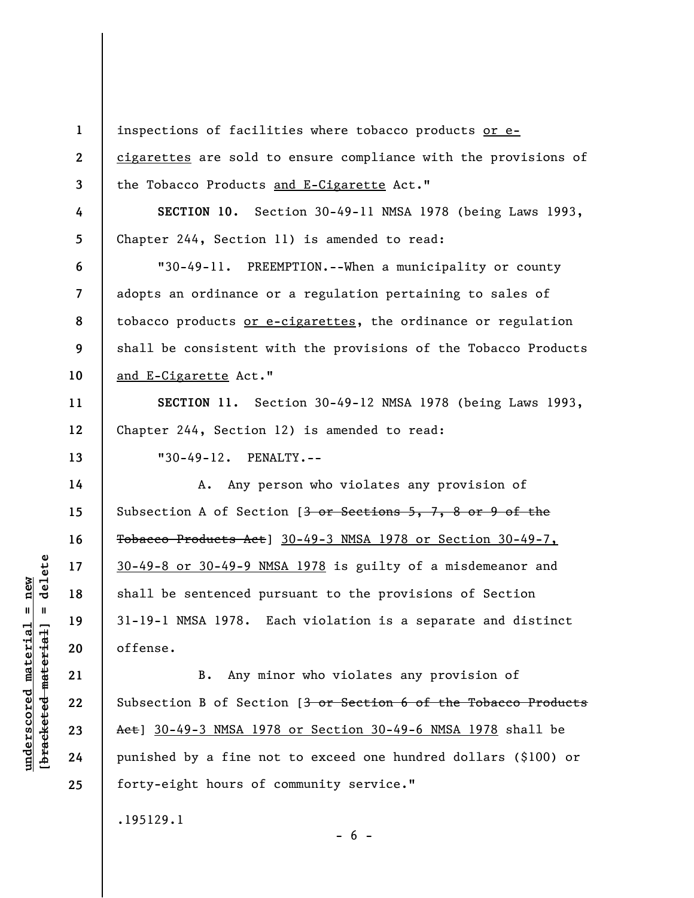inspections of facilities where tobacco products <u>or e-cigarettes</u> are sold to ensure compliance with the provisions of the Tobacco Products <u>and E-Cigarette</u> Act."

**SECTION 10.** Section 30-49-11 NMSA 1978 (being Laws 1993, Chapter 244, Section 11) is amended to read:

"30-49-11. PREEMPTION.--When a municipality or county adopts an ordinance or a regulation pertaining to sales of tobacco products <u>or e-cigarettes</u>, the ordinance or regulation shall be consistent with the provisions of the Tobacco Products <u>and E-Cigarette</u> Act."

**SECTION 11.** Section 30-49-12 NMSA 1978 (being Laws 1993, Chapter 244, Section 12) is amended to read:

"30-49-12. PENALTY.--

A. Any person who violates any provision of Subsection A of Section [~~3 or Sections 5, 7, 8 or 9 of the Tobacco Products Act~~] <u>30-49-3 NMSA 1978 or Section 30-49-7, 30-49-8 or 30-49-9 NMSA 1978</u> is guilty of a misdemeanor and shall be sentenced pursuant to the provisions of Section 31-19-1 NMSA 1978. Each violation is a separate and distinct offense.

B. Any minor who violates any provision of Subsection B of Section [~~3 or Section 6 of the Tobacco Products Act~~] <u>30-49-3 NMSA 1978 or Section 30-49-6 NMSA 1978</u> shall be punished by a fine not to exceed one hundred dollars ($100) or forty-eight hours of community service."

.195129.1